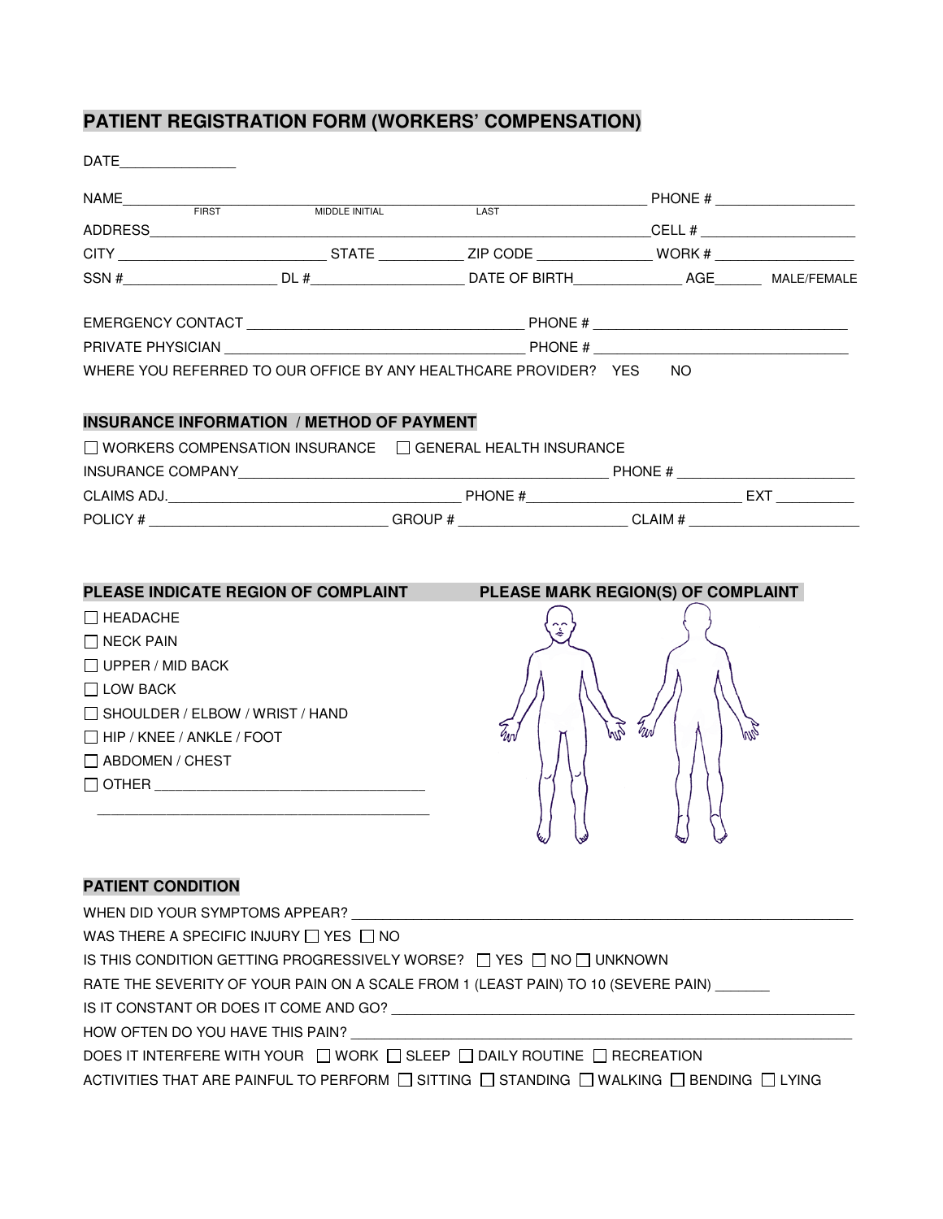# PATIENT REGISTRATION FORM (WORKERS' COMPENSATION)

DATE_______________

NAME_________________________________________________________________ PHONE # __________________
FIRST MIDDLE INITIAL LAST

ADDRESS______________________________________________________________CELL # ____________________

CITY __________________________ STATE ___________ ZIP CODE ______________ WORK # __________________

SSN #____________________ DL #____________________ DATE OF BIRTH______________ AGE______ MALE/FEMALE

EMERGENCY CONTACT ____________________________________ PHONE # _________________________________

PRIVATE PHYSICIAN _______________________________________ PHONE # _________________________________

WHERE YOU REFERRED TO OUR OFFICE BY ANY HEALTHCARE PROVIDER? YES NO

## INSURANCE INFORMATION / METHOD OF PAYMENT

☐ WORKERS COMPENSATION INSURANCE ☐ GENERAL HEALTH INSURANCE

INSURANCE COMPANY_____________________________________________________ PHONE # _______________________

CLAIMS ADJ.____________________________________ PHONE #___________________________ EXT __________

POLICY # _______________________________ GROUP # _____________________ CLAIM # ______________________

## PLEASE INDICATE REGION OF COMPLAINT

☐ HEADACHE
☐ NECK PAIN
☐ UPPER / MID BACK
☐ LOW BACK
☐ SHOULDER / ELBOW / WRIST / HAND
☐ HIP / KNEE / ANKLE / FOOT
☐ ABDOMEN / CHEST
☐ OTHER ___________________________________

___________________________________________

## PLEASE MARK REGION(S) OF COMPLAINT

## PATIENT CONDITION

WHEN DID YOUR SYMPTOMS APPEAR? _________________________________________________________________

WAS THERE A SPECIFIC INJURY ☐ YES ☐ NO

IS THIS CONDITION GETTING PROGRESSIVELY WORSE? ☐ YES ☐ NO ☐ UNKNOWN

RATE THE SEVERITY OF YOUR PAIN ON A SCALE FROM 1 (LEAST PAIN) TO 10 (SEVERE PAIN) _______

IS IT CONSTANT OR DOES IT COME AND GO? _______________________________________________________________

HOW OFTEN DO YOU HAVE THIS PAIN? ___________________________________________________________________

DOES IT INTERFERE WITH YOUR ☐ WORK ☐ SLEEP ☐ DAILY ROUTINE ☐ RECREATION

ACTIVITIES THAT ARE PAINFUL TO PERFORM ☐ SITTING ☐ STANDING ☐ WALKING ☐ BENDING ☐ LYING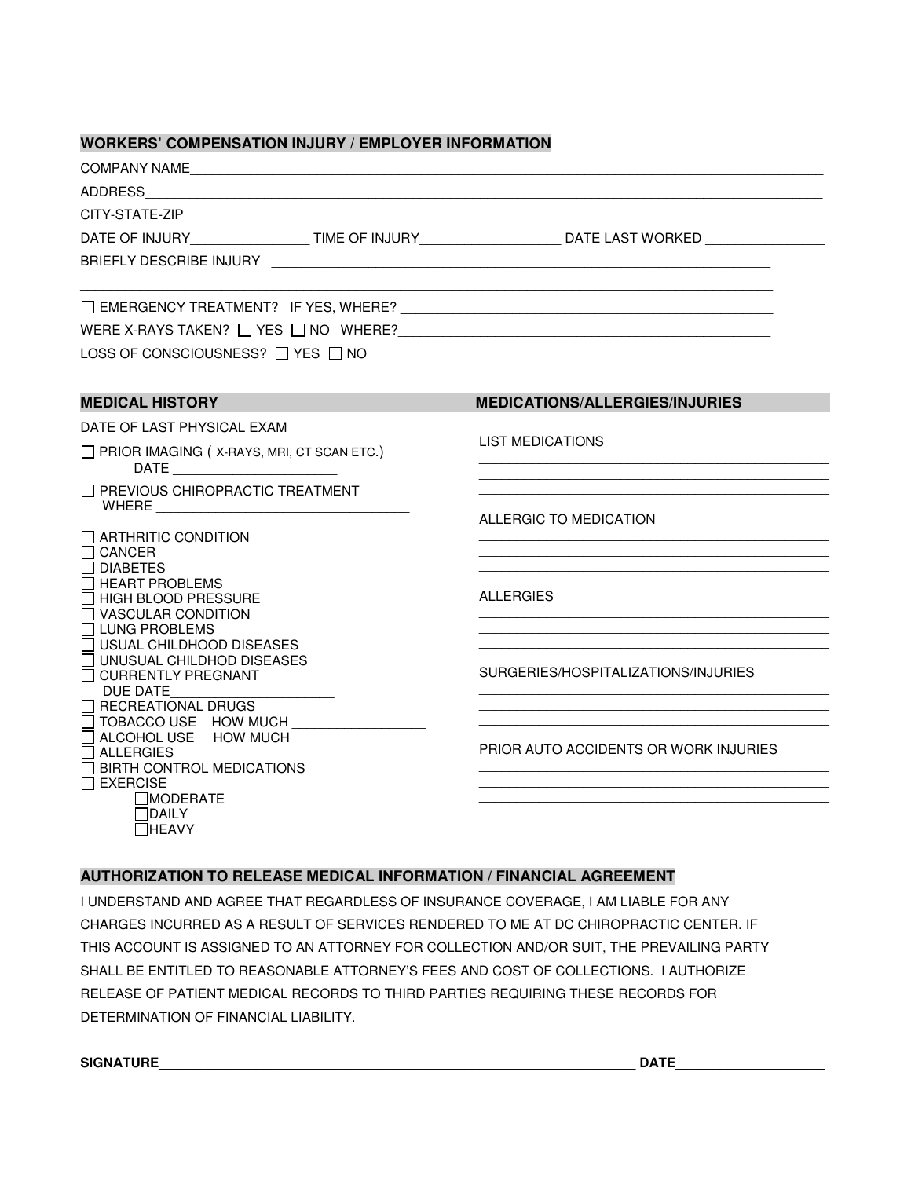## WORKERS' COMPENSATION INJURY / EMPLOYER INFORMATION

COMPANY NAME___________________________________________________________

ADDRESS___________________________________________________________

CITY-STATE-ZIP___________________________________________________________

DATE OF INJURY________________ TIME OF INJURY__________________ DATE LAST WORKED ________________

BRIEFLY DESCRIBE INJURY ___________________________________________________________

___________________________________________________________

☐ EMERGENCY TREATMENT? IF YES, WHERE? ___________________________________________________

WERE X-RAYS TAKEN? ☐ YES ☐ NO WHERE?___________________________________________________

LOSS OF CONSCIOUSNESS? ☐ YES ☐ NO

## MEDICAL HISTORY

DATE OF LAST PHYSICAL EXAM ________________

☐ PRIOR IMAGING ( X-RAYS, MRI, CT SCAN ETC.)
DATE ______________________

☐ PREVIOUS CHIROPRACTIC TREATMENT
WHERE ________________________________

☐ ARTHRITIC CONDITION
☐ CANCER
☐ DIABETES
☐ HEART PROBLEMS
☐ HIGH BLOOD PRESSURE
☐ VASCULAR CONDITION
☐ LUNG PROBLEMS
☐ USUAL CHILDHOOD DISEASES
☐ UNUSUAL CHILDHOD DISEASES
☐ CURRENTLY PREGNANT
DUE DATE______________________
☐ RECREATIONAL DRUGS
☐ TOBACCO USE HOW MUCH __________________
☐ ALCOHOL USE HOW MUCH __________________
☐ ALLERGIES
☐ BIRTH CONTROL MEDICATIONS
☐ EXERCISE
☐ MODERATE
☐ DAILY
☐ HEAVY

## MEDICATIONS/ALLERGIES/INJURIES

LIST MEDICATIONS

_____________________________________________
_____________________________________________
_____________________________________________

ALLERGIC TO MEDICATION

_____________________________________________
_____________________________________________
_____________________________________________

ALLERGIES

_____________________________________________
_____________________________________________
_____________________________________________

SURGERIES/HOSPITALIZATIONS/INJURIES

_____________________________________________
_____________________________________________
_____________________________________________

PRIOR AUTO ACCIDENTS OR WORK INJURIES

_____________________________________________
_____________________________________________
_____________________________________________

## AUTHORIZATION TO RELEASE MEDICAL INFORMATION / FINANCIAL AGREEMENT

I UNDERSTAND AND AGREE THAT REGARDLESS OF INSURANCE COVERAGE, I AM LIABLE FOR ANY CHARGES INCURRED AS A RESULT OF SERVICES RENDERED TO ME AT DC CHIROPRACTIC CENTER. IF THIS ACCOUNT IS ASSIGNED TO AN ATTORNEY FOR COLLECTION AND/OR SUIT, THE PREVAILING PARTY SHALL BE ENTITLED TO REASONABLE ATTORNEY'S FEES AND COST OF COLLECTIONS. I AUTHORIZE RELEASE OF PATIENT MEDICAL RECORDS TO THIRD PARTIES REQUIRING THESE RECORDS FOR DETERMINATION OF FINANCIAL LIABILITY.

**SIGNATURE**_________________________________________________________ **DATE**____________________